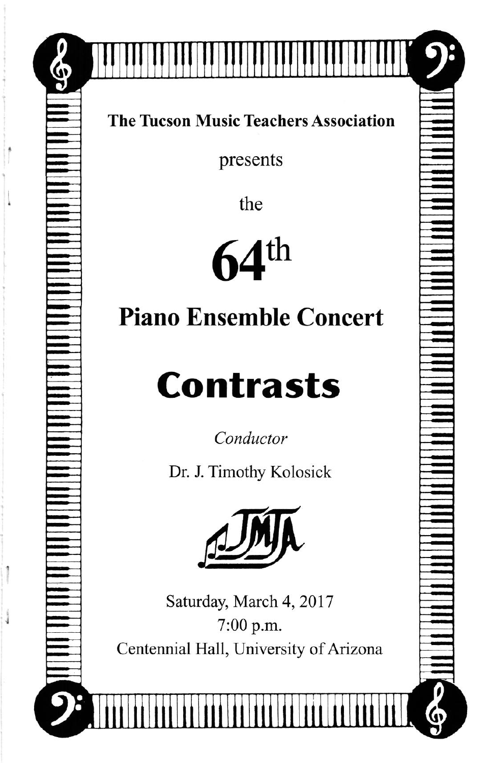**The Tucson Music Teachers Association**

presents

the

# 64th

## Piano Ensemble Concert

# Contrasts

*Conductor*

Dr. J. Timothy Kolosick

Saturday, March 4, 2017
7:00 p.m.
Centennial Hall, University of Arizona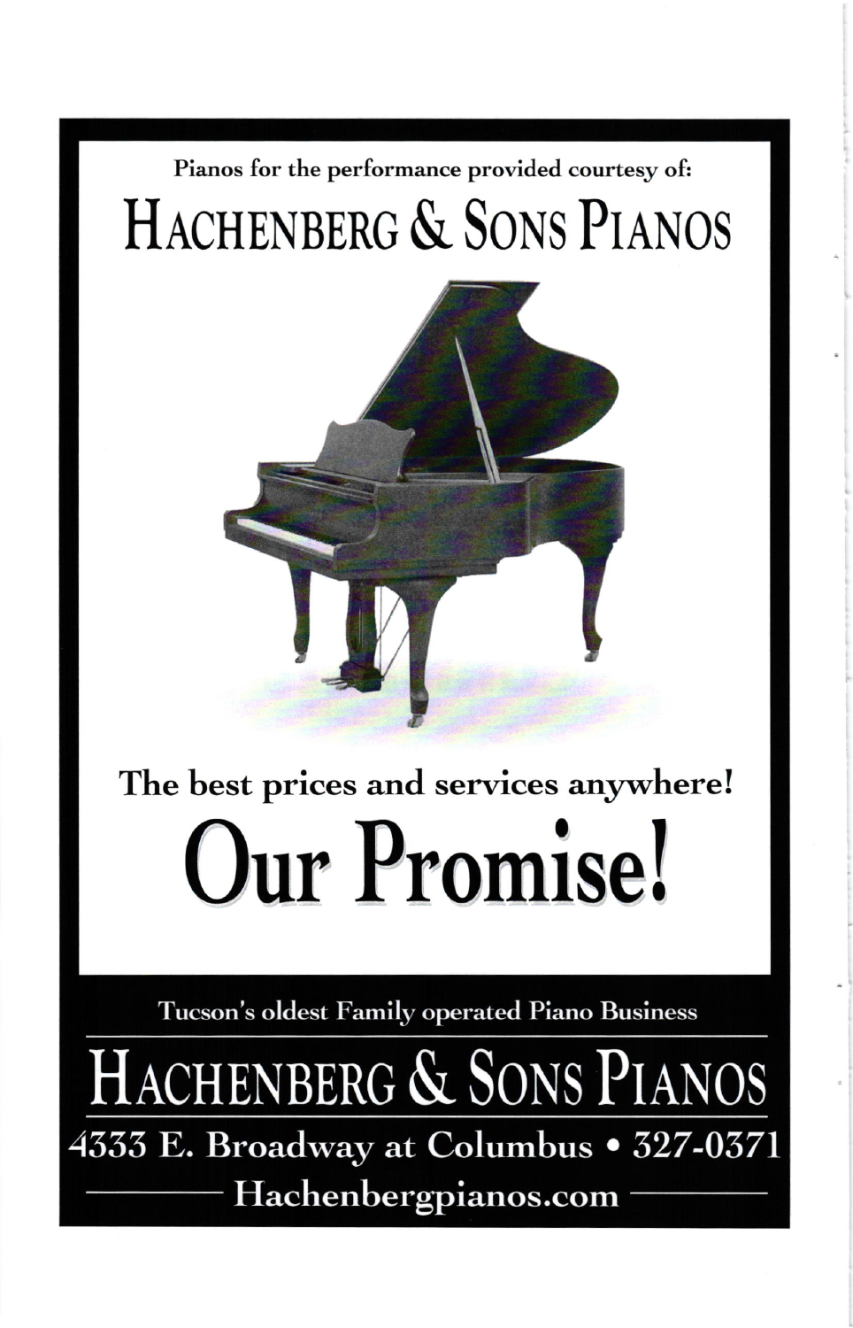Pianos for the performance provided courtesy of:

# HACHENBERG & SONS PIANOS

## The best prices and services anywhere!

# Our Promise!

Tucson's oldest Family operated Piano Business

# HACHENBERG & SONS PIANOS

4333 E. Broadway at Columbus • 327-0371

Hachenbergpianos.com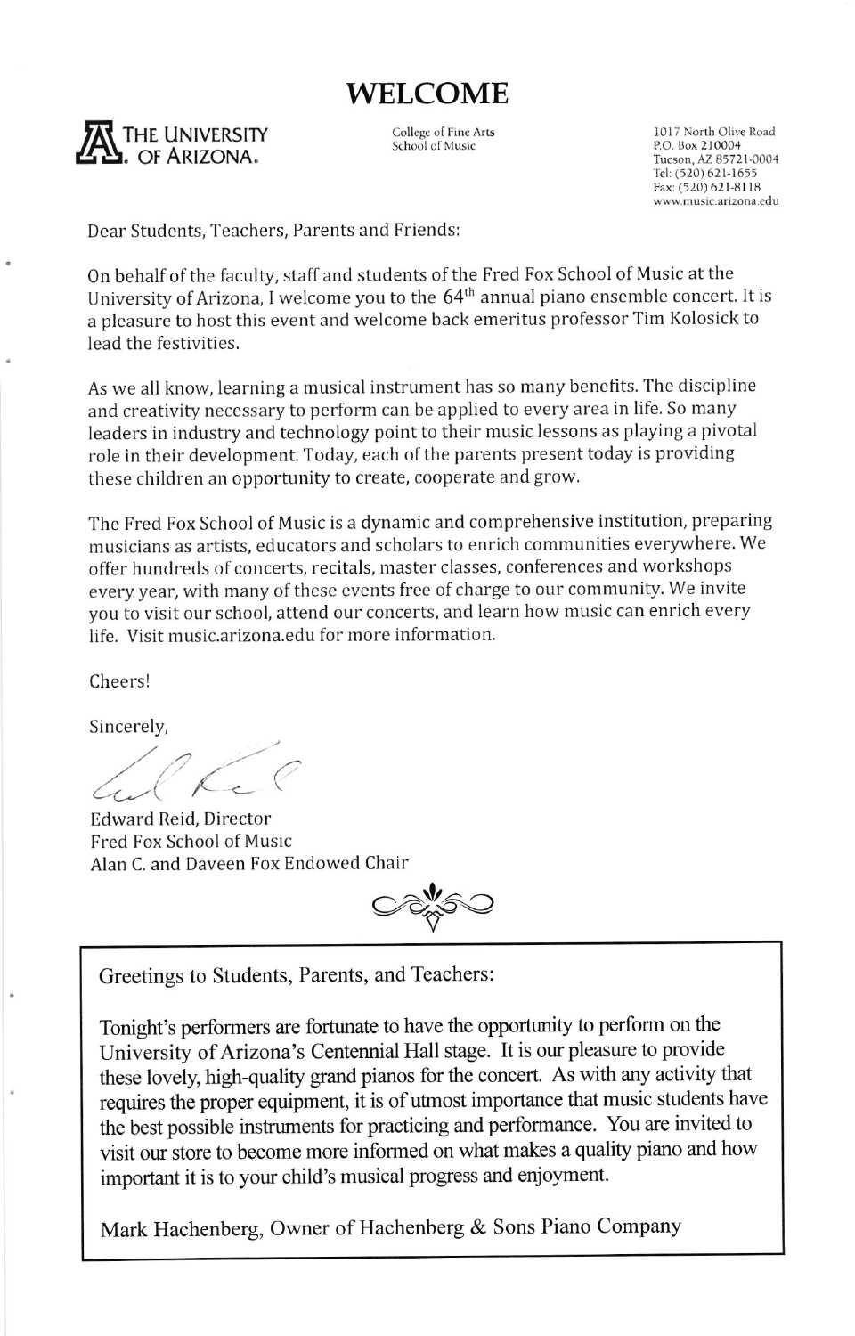# WELCOME

THE UNIVERSITY OF ARIZONA.

College of Fine Arts
School of Music

1017 North Olive Road
P.O. Box 210004
Tucson, AZ 85721-0004
Tel: (520) 621-1655
Fax: (520) 621-8118
www.music.arizona.edu

Dear Students, Teachers, Parents and Friends:

On behalf of the faculty, staff and students of the Fred Fox School of Music at the University of Arizona, I welcome you to the 64th annual piano ensemble concert. It is a pleasure to host this event and welcome back emeritus professor Tim Kolosick to lead the festivities.

As we all know, learning a musical instrument has so many benefits. The discipline and creativity necessary to perform can be applied to every area in life. So many leaders in industry and technology point to their music lessons as playing a pivotal role in their development. Today, each of the parents present today is providing these children an opportunity to create, cooperate and grow.

The Fred Fox School of Music is a dynamic and comprehensive institution, preparing musicians as artists, educators and scholars to enrich communities everywhere. We offer hundreds of concerts, recitals, master classes, conferences and workshops every year, with many of these events free of charge to our community. We invite you to visit our school, attend our concerts, and learn how music can enrich every life. Visit music.arizona.edu for more information.

Cheers!

Sincerely,

Edward Reid, Director
Fred Fox School of Music
Alan C. and Daveen Fox Endowed Chair

Greetings to Students, Parents, and Teachers:

Tonight's performers are fortunate to have the opportunity to perform on the University of Arizona's Centennial Hall stage. It is our pleasure to provide these lovely, high-quality grand pianos for the concert. As with any activity that requires the proper equipment, it is of utmost importance that music students have the best possible instruments for practicing and performance. You are invited to visit our store to become more informed on what makes a quality piano and how important it is to your child's musical progress and enjoyment.

Mark Hachenberg, Owner of Hachenberg & Sons Piano Company